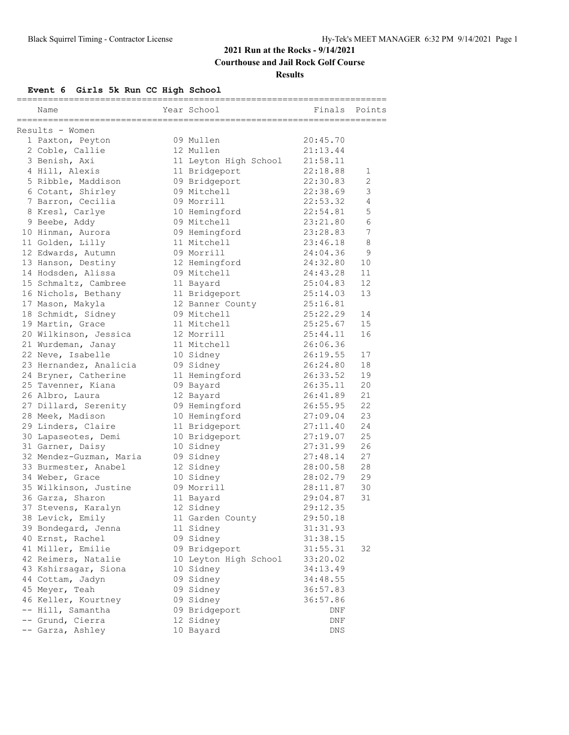# 2021 Run at the Rocks - 9/14/2021

**Courthouse and Jail Rock Golf Course**

**Results**

### Event 6 Girls 5k Run CC High School

Results - Women

| | Name | Year | School | Finals | Points |
|---|---|---|---|---|---|
| 1 | Paxton, Peyton | 09 | Mullen | 20:45.70 | |
| 2 | Coble, Callie | 12 | Mullen | 21:13.44 | |
| 3 | Benish, Axi | 11 | Leyton High School | 21:58.11 | |
| 4 | Hill, Alexis | 11 | Bridgeport | 22:18.88 | 1 |
| 5 | Ribble, Maddison | 09 | Bridgeport | 22:30.83 | 2 |
| 6 | Cotant, Shirley | 09 | Mitchell | 22:38.69 | 3 |
| 7 | Barron, Cecilia | 09 | Morrill | 22:53.32 | 4 |
| 8 | Kresl, Carlye | 10 | Hemingford | 22:54.81 | 5 |
| 9 | Beebe, Addy | 09 | Mitchell | 23:21.80 | 6 |
| 10 | Hinman, Aurora | 09 | Hemingford | 23:28.83 | 7 |
| 11 | Golden, Lilly | 11 | Mitchell | 23:46.18 | 8 |
| 12 | Edwards, Autumn | 09 | Morrill | 24:04.36 | 9 |
| 13 | Hanson, Destiny | 12 | Hemingford | 24:32.80 | 10 |
| 14 | Hodsden, Alissa | 09 | Mitchell | 24:43.28 | 11 |
| 15 | Schmaltz, Cambree | 11 | Bayard | 25:04.83 | 12 |
| 16 | Nichols, Bethany | 11 | Bridgeport | 25:14.03 | 13 |
| 17 | Mason, Makyla | 12 | Banner County | 25:16.81 | |
| 18 | Schmidt, Sidney | 09 | Mitchell | 25:22.29 | 14 |
| 19 | Martin, Grace | 11 | Mitchell | 25:25.67 | 15 |
| 20 | Wilkinson, Jessica | 12 | Morrill | 25:44.11 | 16 |
| 21 | Wurdeman, Janay | 11 | Mitchell | 26:06.36 | |
| 22 | Neve, Isabelle | 10 | Sidney | 26:19.55 | 17 |
| 23 | Hernandez, Analicia | 09 | Sidney | 26:24.80 | 18 |
| 24 | Bryner, Catherine | 11 | Hemingford | 26:33.52 | 19 |
| 25 | Tavenner, Kiana | 09 | Bayard | 26:35.11 | 20 |
| 26 | Albro, Laura | 12 | Bayard | 26:41.89 | 21 |
| 27 | Dillard, Serenity | 09 | Hemingford | 26:55.95 | 22 |
| 28 | Meek, Madison | 10 | Hemingford | 27:09.04 | 23 |
| 29 | Linders, Claire | 11 | Bridgeport | 27:11.40 | 24 |
| 30 | Lapaseotes, Demi | 10 | Bridgeport | 27:19.07 | 25 |
| 31 | Garner, Daisy | 10 | Sidney | 27:31.99 | 26 |
| 32 | Mendez-Guzman, Maria | 09 | Sidney | 27:48.14 | 27 |
| 33 | Burmester, Anabel | 12 | Sidney | 28:00.58 | 28 |
| 34 | Weber, Grace | 10 | Sidney | 28:02.79 | 29 |
| 35 | Wilkinson, Justine | 09 | Morrill | 28:11.87 | 30 |
| 36 | Garza, Sharon | 11 | Bayard | 29:04.87 | 31 |
| 37 | Stevens, Karalyn | 12 | Sidney | 29:12.35 | |
| 38 | Levick, Emily | 11 | Garden County | 29:50.18 | |
| 39 | Bondegard, Jenna | 11 | Sidney | 31:31.93 | |
| 40 | Ernst, Rachel | 09 | Sidney | 31:38.15 | |
| 41 | Miller, Emilie | 09 | Bridgeport | 31:55.31 | 32 |
| 42 | Reimers, Natalie | 10 | Leyton High School | 33:20.02 | |
| 43 | Kshirsagar, Siona | 10 | Sidney | 34:13.49 | |
| 44 | Cottam, Jadyn | 09 | Sidney | 34:48.55 | |
| 45 | Meyer, Teah | 09 | Sidney | 36:57.83 | |
| 46 | Keller, Kourtney | 09 | Sidney | 36:57.86 | |
| -- | Hill, Samantha | 09 | Bridgeport | DNF | |
| -- | Grund, Cierra | 12 | Sidney | DNF | |
| -- | Garza, Ashley | 10 | Bayard | DNS | |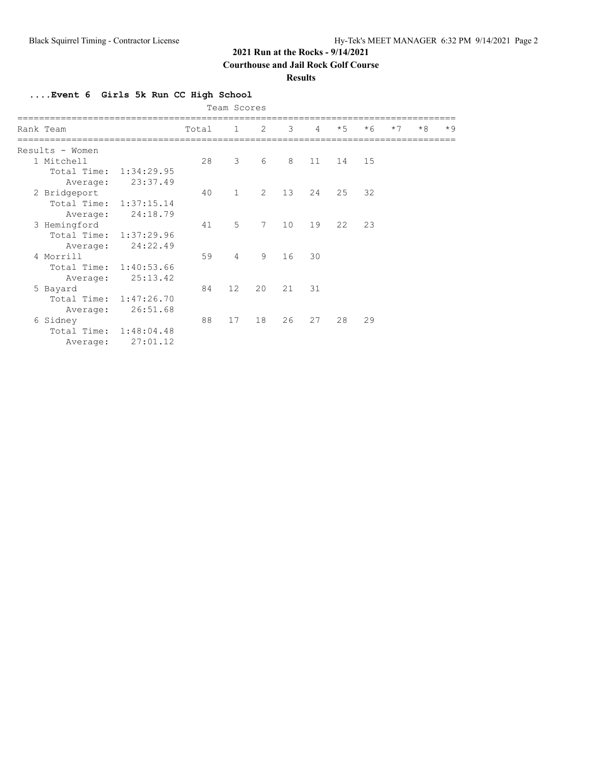## 2021 Run at the Rocks - 9/14/2021

**Courthouse and Jail Rock Golf Course**

**Results**

### ....Event 6 Girls 5k Run CC High School

Team Scores

| Rank | Team | Total | 1 | 2 | 3 | 4 | *5 | *6 | *7 | *8 | *9 |
|---|---|---|---|---|---|---|---|---|---|---|---|
| Results - Women | | | | | | | | | | | |
| 1 | Mitchell | 28 | 3 | 6 | 8 | 11 | 14 | 15 | | | |
| | Total Time: 1:34:29.95 | | | | | | | | | | |
| | Average: 23:37.49 | | | | | | | | | | |
| 2 | Bridgeport | 40 | 1 | 2 | 13 | 24 | 25 | 32 | | | |
| | Total Time: 1:37:15.14 | | | | | | | | | | |
| | Average: 24:18.79 | | | | | | | | | | |
| 3 | Hemingford | 41 | 5 | 7 | 10 | 19 | 22 | 23 | | | |
| | Total Time: 1:37:29.96 | | | | | | | | | | |
| | Average: 24:22.49 | | | | | | | | | | |
| 4 | Morrill | 59 | 4 | 9 | 16 | 30 | | | | | |
| | Total Time: 1:40:53.66 | | | | | | | | | | |
| | Average: 25:13.42 | | | | | | | | | | |
| 5 | Bayard | 84 | 12 | 20 | 21 | 31 | | | | | |
| | Total Time: 1:47:26.70 | | | | | | | | | | |
| | Average: 26:51.68 | | | | | | | | | | |
| 6 | Sidney | 88 | 17 | 18 | 26 | 27 | 28 | 29 | | | |
| | Total Time: 1:48:04.48 | | | | | | | | | | |
| | Average: 27:01.12 | | | | | | | | | | |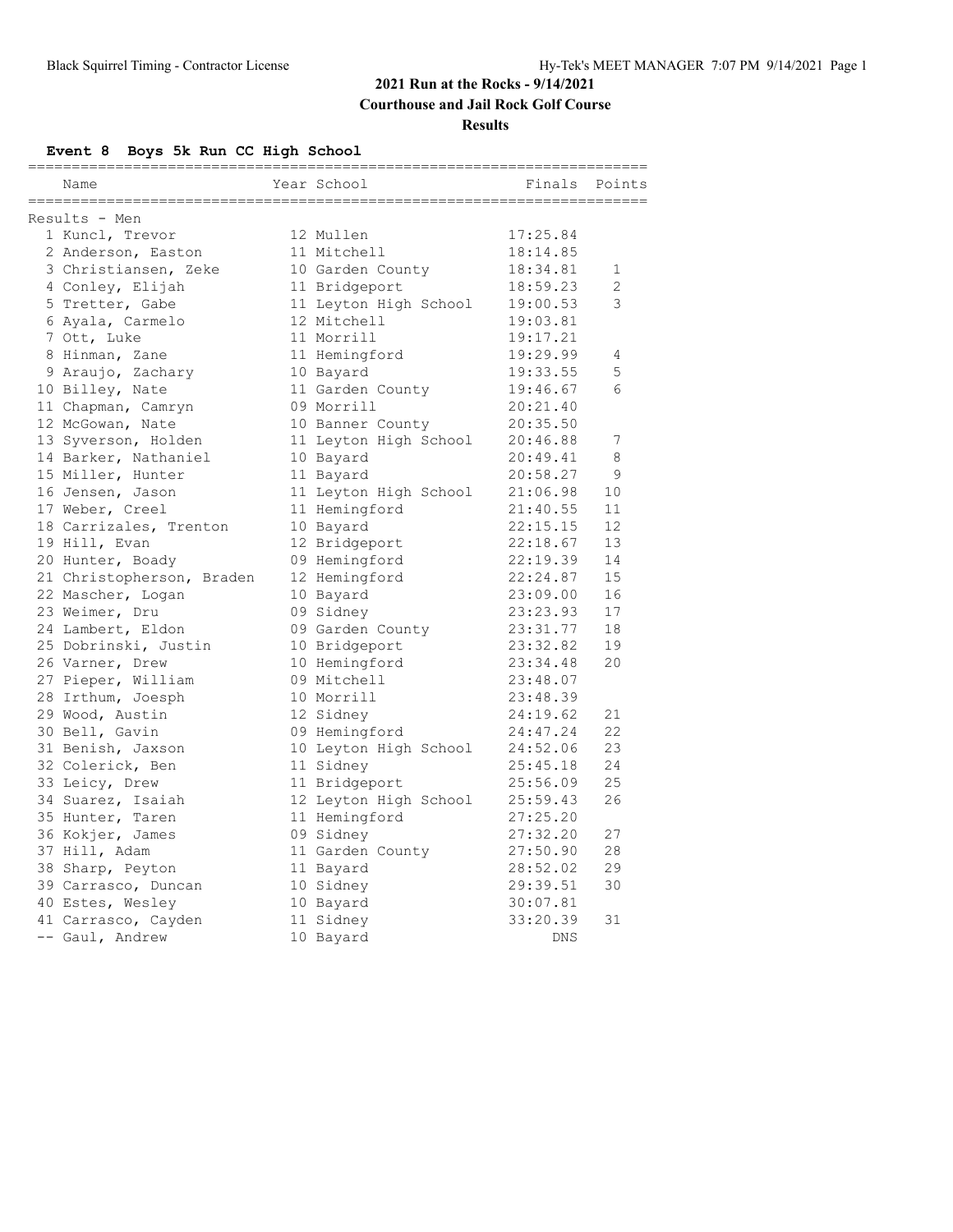# 2021 Run at the Rocks - 9/14/2021

**Courthouse and Jail Rock Golf Course**

**Results**

### Event 8 Boys 5k Run CC High School

Results - Men

| Place | Name | Year | School | Finals | Points |
|---|---|---|---|---|---|
| 1 | Kuncl, Trevor | 12 | Mullen | 17:25.84 | |
| 2 | Anderson, Easton | 11 | Mitchell | 18:14.85 | |
| 3 | Christiansen, Zeke | 10 | Garden County | 18:34.81 | 1 |
| 4 | Conley, Elijah | 11 | Bridgeport | 18:59.23 | 2 |
| 5 | Tretter, Gabe | 11 | Leyton High School | 19:00.53 | 3 |
| 6 | Ayala, Carmelo | 12 | Mitchell | 19:03.81 | |
| 7 | Ott, Luke | 11 | Morrill | 19:17.21 | |
| 8 | Hinman, Zane | 11 | Hemingford | 19:29.99 | 4 |
| 9 | Araujo, Zachary | 10 | Bayard | 19:33.55 | 5 |
| 10 | Billey, Nate | 11 | Garden County | 19:46.67 | 6 |
| 11 | Chapman, Camryn | 09 | Morrill | 20:21.40 | |
| 12 | McGowan, Nate | 10 | Banner County | 20:35.50 | |
| 13 | Syverson, Holden | 11 | Leyton High School | 20:46.88 | 7 |
| 14 | Barker, Nathaniel | 10 | Bayard | 20:49.41 | 8 |
| 15 | Miller, Hunter | 11 | Bayard | 20:58.27 | 9 |
| 16 | Jensen, Jason | 11 | Leyton High School | 21:06.98 | 10 |
| 17 | Weber, Creel | 11 | Hemingford | 21:40.55 | 11 |
| 18 | Carrizales, Trenton | 10 | Bayard | 22:15.15 | 12 |
| 19 | Hill, Evan | 12 | Bridgeport | 22:18.67 | 13 |
| 20 | Hunter, Boady | 09 | Hemingford | 22:19.39 | 14 |
| 21 | Christopherson, Braden | 12 | Hemingford | 22:24.87 | 15 |
| 22 | Mascher, Logan | 10 | Bayard | 23:09.00 | 16 |
| 23 | Weimer, Dru | 09 | Sidney | 23:23.93 | 17 |
| 24 | Lambert, Eldon | 09 | Garden County | 23:31.77 | 18 |
| 25 | Dobrinski, Justin | 10 | Bridgeport | 23:32.82 | 19 |
| 26 | Varner, Drew | 10 | Hemingford | 23:34.48 | 20 |
| 27 | Pieper, William | 09 | Mitchell | 23:48.07 | |
| 28 | Irthum, Joesph | 10 | Morrill | 23:48.39 | |
| 29 | Wood, Austin | 12 | Sidney | 24:19.62 | 21 |
| 30 | Bell, Gavin | 09 | Hemingford | 24:47.24 | 22 |
| 31 | Benish, Jaxson | 10 | Leyton High School | 24:52.06 | 23 |
| 32 | Colerick, Ben | 11 | Sidney | 25:45.18 | 24 |
| 33 | Leicy, Drew | 11 | Bridgeport | 25:56.09 | 25 |
| 34 | Suarez, Isaiah | 12 | Leyton High School | 25:59.43 | 26 |
| 35 | Hunter, Taren | 11 | Hemingford | 27:25.20 | |
| 36 | Kokjer, James | 09 | Sidney | 27:32.20 | 27 |
| 37 | Hill, Adam | 11 | Garden County | 27:50.90 | 28 |
| 38 | Sharp, Peyton | 11 | Bayard | 28:52.02 | 29 |
| 39 | Carrasco, Duncan | 10 | Sidney | 29:39.51 | 30 |
| 40 | Estes, Wesley | 10 | Bayard | 30:07.81 | |
| 41 | Carrasco, Cayden | 11 | Sidney | 33:20.39 | 31 |
| -- | Gaul, Andrew | 10 | Bayard | DNS | |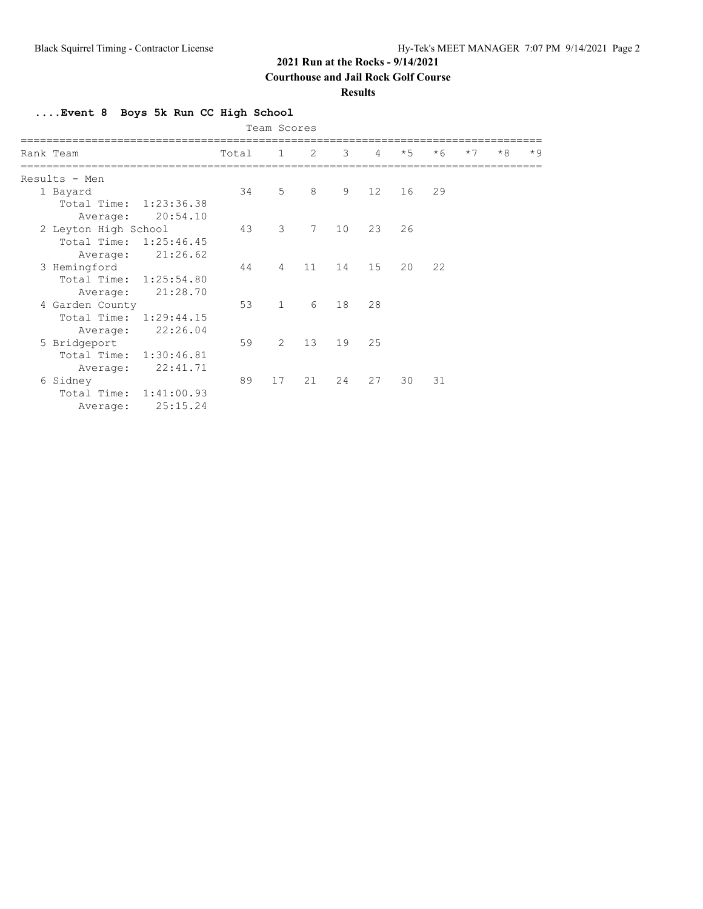## 2021 Run at the Rocks - 9/14/2021

**Courthouse and Jail Rock Golf Course**

**Results**

### ....Event 8 Boys 5k Run CC High School

Team Scores

| Rank | Team | Total | 1 | 2 | 3 | 4 | *5 | *6 | *7 | *8 | *9 |
|---|---|---|---|---|---|---|---|---|---|---|---|
| **Results - Men** | | | | | | | | | | | |
| 1 | Bayard | 34 | 5 | 8 | 9 | 12 | 16 | 29 | | | |
| | Total Time: 1:23:36.38 | | | | | | | | | | |
| | Average: 20:54.10 | | | | | | | | | | |
| 2 | Leyton High School | 43 | 3 | 7 | 10 | 23 | 26 | | | | |
| | Total Time: 1:25:46.45 | | | | | | | | | | |
| | Average: 21:26.62 | | | | | | | | | | |
| 3 | Hemingford | 44 | 4 | 11 | 14 | 15 | 20 | 22 | | | |
| | Total Time: 1:25:54.80 | | | | | | | | | | |
| | Average: 21:28.70 | | | | | | | | | | |
| 4 | Garden County | 53 | 1 | 6 | 18 | 28 | | | | | |
| | Total Time: 1:29:44.15 | | | | | | | | | | |
| | Average: 22:26.04 | | | | | | | | | | |
| 5 | Bridgeport | 59 | 2 | 13 | 19 | 25 | | | | | |
| | Total Time: 1:30:46.81 | | | | | | | | | | |
| | Average: 22:41.71 | | | | | | | | | | |
| 6 | Sidney | 89 | 17 | 21 | 24 | 27 | 30 | 31 | | | |
| | Total Time: 1:41:00.93 | | | | | | | | | | |
| | Average: 25:15.24 | | | | | | | | | | |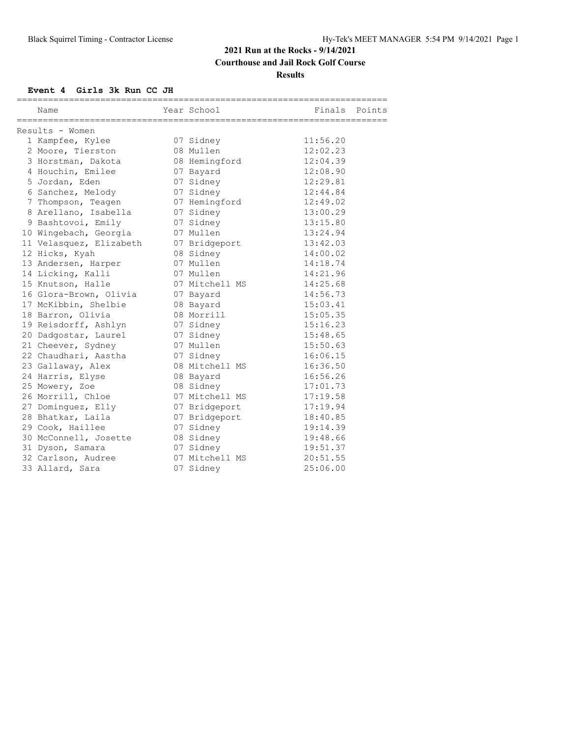## 2021 Run at the Rocks - 9/14/2021

**Courthouse and Jail Rock Golf Course**

**Results**

### Event 4 Girls 3k Run CC JH

Results - Women

| Place | Name | Year | School | Finals | Points |
|---|---|---|---|---|---|
| 1 | Kampfee, Kylee | 07 | Sidney | 11:56.20 | |
| 2 | Moore, Tierston | 08 | Mullen | 12:02.23 | |
| 3 | Horstman, Dakota | 08 | Hemingford | 12:04.39 | |
| 4 | Houchin, Emilee | 07 | Bayard | 12:08.90 | |
| 5 | Jordan, Eden | 07 | Sidney | 12:29.81 | |
| 6 | Sanchez, Melody | 07 | Sidney | 12:44.84 | |
| 7 | Thompson, Teagen | 07 | Hemingford | 12:49.02 | |
| 8 | Arellano, Isabella | 07 | Sidney | 13:00.29 | |
| 9 | Bashtovoi, Emily | 07 | Sidney | 13:15.80 | |
| 10 | Wingebach, Georgia | 07 | Mullen | 13:24.94 | |
| 11 | Velasquez, Elizabeth | 07 | Bridgeport | 13:42.03 | |
| 12 | Hicks, Kyah | 08 | Sidney | 14:00.02 | |
| 13 | Andersen, Harper | 07 | Mullen | 14:18.74 | |
| 14 | Licking, Kalli | 07 | Mullen | 14:21.96 | |
| 15 | Knutson, Halle | 07 | Mitchell MS | 14:25.68 | |
| 16 | Glora-Brown, Olivia | 07 | Bayard | 14:56.73 | |
| 17 | McKibbin, Shelbie | 08 | Bayard | 15:03.41 | |
| 18 | Barron, Olivia | 08 | Morrill | 15:05.35 | |
| 19 | Reisdorff, Ashlyn | 07 | Sidney | 15:16.23 | |
| 20 | Dadgostar, Laurel | 07 | Sidney | 15:48.65 | |
| 21 | Cheever, Sydney | 07 | Mullen | 15:50.63 | |
| 22 | Chaudhari, Aastha | 07 | Sidney | 16:06.15 | |
| 23 | Gallaway, Alex | 08 | Mitchell MS | 16:36.50 | |
| 24 | Harris, Elyse | 08 | Bayard | 16:56.26 | |
| 25 | Mowery, Zoe | 08 | Sidney | 17:01.73 | |
| 26 | Morrill, Chloe | 07 | Mitchell MS | 17:19.58 | |
| 27 | Dominguez, Elly | 07 | Bridgeport | 17:19.94 | |
| 28 | Bhatkar, Laila | 07 | Bridgeport | 18:40.85 | |
| 29 | Cook, Haillee | 07 | Sidney | 19:14.39 | |
| 30 | McConnell, Josette | 08 | Sidney | 19:48.66 | |
| 31 | Dyson, Samara | 07 | Sidney | 19:51.37 | |
| 32 | Carlson, Audree | 07 | Mitchell MS | 20:51.55 | |
| 33 | Allard, Sara | 07 | Sidney | 25:06.00 | |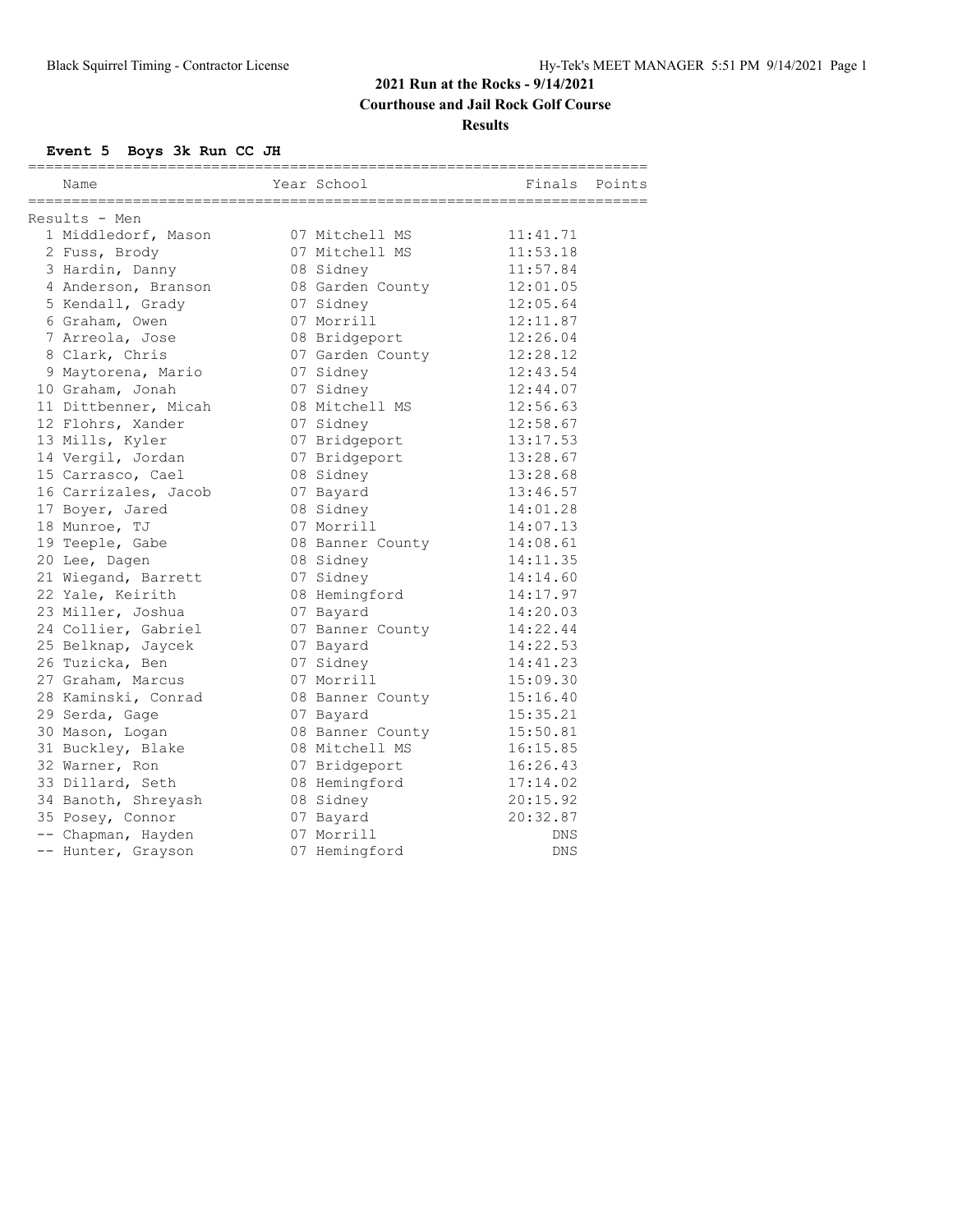## 2021 Run at the Rocks - 9/14/2021

**Courthouse and Jail Rock Golf Course**

**Results**

### Event 5 Boys 3k Run CC JH

Results - Men

| | Name | Year | School | Finals | Points |
|---|---|---|---|---|---|
| 1 | Middledorf, Mason | 07 | Mitchell MS | 11:41.71 | |
| 2 | Fuss, Brody | 07 | Mitchell MS | 11:53.18 | |
| 3 | Hardin, Danny | 08 | Sidney | 11:57.84 | |
| 4 | Anderson, Branson | 08 | Garden County | 12:01.05 | |
| 5 | Kendall, Grady | 07 | Sidney | 12:05.64 | |
| 6 | Graham, Owen | 07 | Morrill | 12:11.87 | |
| 7 | Arreola, Jose | 08 | Bridgeport | 12:26.04 | |
| 8 | Clark, Chris | 07 | Garden County | 12:28.12 | |
| 9 | Maytorena, Mario | 07 | Sidney | 12:43.54 | |
| 10 | Graham, Jonah | 07 | Sidney | 12:44.07 | |
| 11 | Dittbenner, Micah | 08 | Mitchell MS | 12:56.63 | |
| 12 | Flohrs, Xander | 07 | Sidney | 12:58.67 | |
| 13 | Mills, Kyler | 07 | Bridgeport | 13:17.53 | |
| 14 | Vergil, Jordan | 07 | Bridgeport | 13:28.67 | |
| 15 | Carrasco, Cael | 08 | Sidney | 13:28.68 | |
| 16 | Carrizales, Jacob | 07 | Bayard | 13:46.57 | |
| 17 | Boyer, Jared | 08 | Sidney | 14:01.28 | |
| 18 | Munroe, TJ | 07 | Morrill | 14:07.13 | |
| 19 | Teeple, Gabe | 08 | Banner County | 14:08.61 | |
| 20 | Lee, Dagen | 08 | Sidney | 14:11.35 | |
| 21 | Wiegand, Barrett | 07 | Sidney | 14:14.60 | |
| 22 | Yale, Keirith | 08 | Hemingford | 14:17.97 | |
| 23 | Miller, Joshua | 07 | Bayard | 14:20.03 | |
| 24 | Collier, Gabriel | 07 | Banner County | 14:22.44 | |
| 25 | Belknap, Jaycek | 07 | Bayard | 14:22.53 | |
| 26 | Tuzicka, Ben | 07 | Sidney | 14:41.23 | |
| 27 | Graham, Marcus | 07 | Morrill | 15:09.30 | |
| 28 | Kaminski, Conrad | 08 | Banner County | 15:16.40 | |
| 29 | Serda, Gage | 07 | Bayard | 15:35.21 | |
| 30 | Mason, Logan | 08 | Banner County | 15:50.81 | |
| 31 | Buckley, Blake | 08 | Mitchell MS | 16:15.85 | |
| 32 | Warner, Ron | 07 | Bridgeport | 16:26.43 | |
| 33 | Dillard, Seth | 08 | Hemingford | 17:14.02 | |
| 34 | Banoth, Shreyash | 08 | Sidney | 20:15.92 | |
| 35 | Posey, Connor | 07 | Bayard | 20:32.87 | |
| -- | Chapman, Hayden | 07 | Morrill | DNS | |
| -- | Hunter, Grayson | 07 | Hemingford | DNS | |